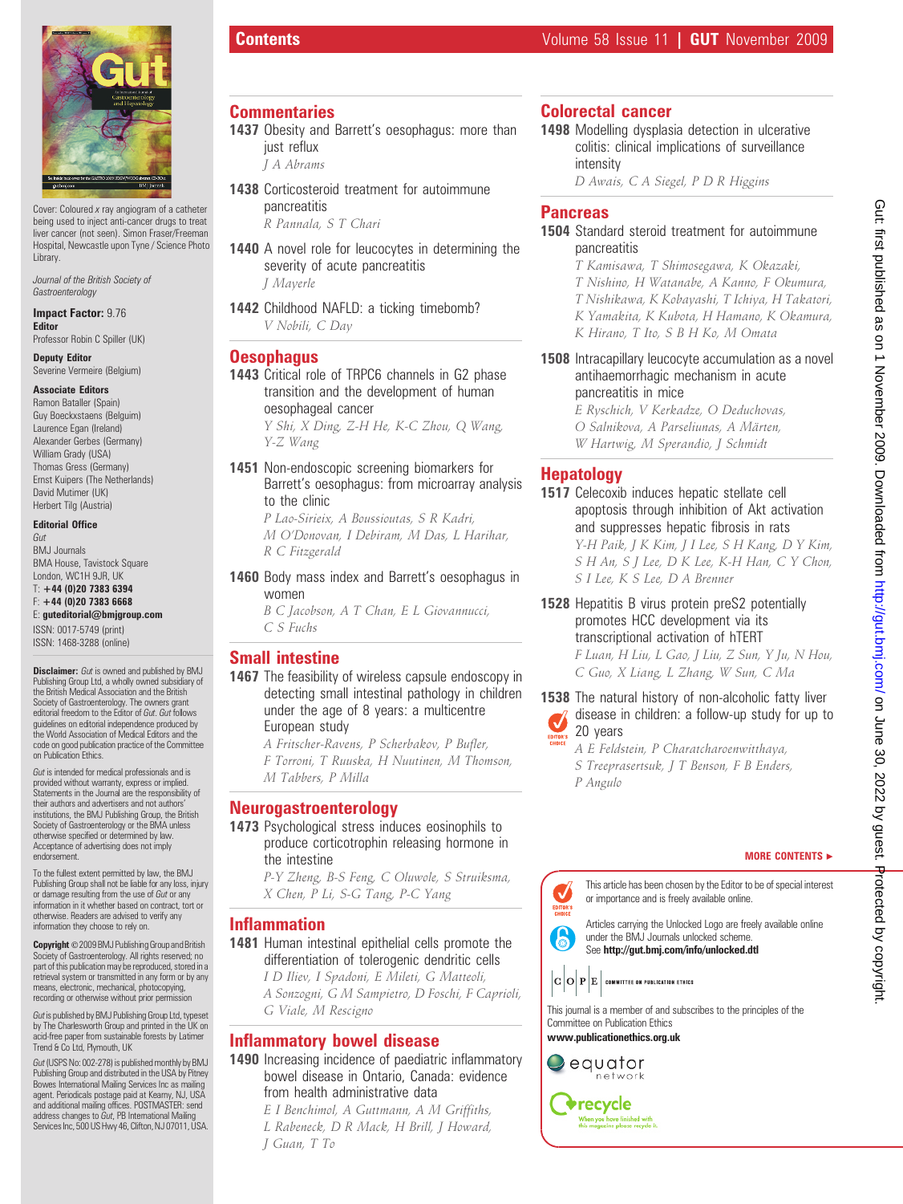# Contents

Cover: Coloured x ray angiogram of a catheter being used to inject anti-cancer drugs to treat liver cancer (not seen). Simon Fraser/Freeman Hospital, Newcastle upon Tyne / Science Photo Library.

*Journal of the British Society of Gastroenterology*

**Impact Factor:** 9.76

**Editor**
Professor Robin C Spiller (UK)

**Deputy Editor**
Severine Vermeire (Belgium)

**Associate Editors**
Ramon Bataller (Spain)
Guy Boeckxstaens (Belgium)
Laurence Egan (Ireland)
Alexander Gerbes (Germany)
William Grady (USA)
Thomas Gress (Germany)
Ernst Kuipers (The Netherlands)
David Mutimer (UK)
Herbert Tilg (Austria)

**Editorial Office**
*Gut*
BMJ Journals
BMA House, Tavistock Square
London, WC1H 9JR, UK
T: **+44 (0)20 7383 6394**
F: **+44 (0)20 7383 6668**
E: **guteditorial@bmjgroup.com**
ISSN: 0017-5749 (print)
ISSN: 1468-3288 (online)

**Disclaimer:** *Gut* is owned and published by BMJ Publishing Group Ltd, a wholly owned subsidiary of the British Medical Association and the British Society of Gastroenterology. The owners grant editorial freedom to the Editor of *Gut*. *Gut* follows guidelines on editorial independence produced by the World Association of Medical Editors and the code on good publication practice of the Committee on Publication Ethics.

*Gut* is intended for medical professionals and is provided without warranty, express or implied. Statements in the Journal are the responsibility of their authors and advertisers and not authors' institutions, the BMJ Publishing Group, the British Society of Gastroenterology or the BMA unless otherwise specified or determined by law. Acceptance of advertising does not imply endorsement.

To the fullest extent permitted by law, the BMJ Publishing Group shall not be liable for any loss, injury or damage resulting from the use of *Gut* or any information in it whether based on contract, tort or otherwise. Readers are advised to verify any information they choose to rely on.

**Copyright** © 2009 BMJ Publishing Group and British Society of Gastroenterology. All rights reserved; no part of this publication may be reproduced, stored in a retrieval system or transmitted in any form or by any means, electronic, mechanical, photocopying, recording or otherwise without prior permission

*Gut* is published by BMJ Publishing Group Ltd, typeset by The Charlesworth Group and printed in the UK on acid-free paper from sustainable forests by Latimer Trend & Co Ltd, Plymouth, UK

*Gut* (USPS No: 002-278) is published monthly by BMJ Publishing Group and distributed in the USA by Pitney Bowes International Mailing Services Inc as mailing agent. Periodicals postage paid at Kearny, NJ, USA and additional mailing offices. POSTMASTER: send address changes to *Gut*, PB International Mailing Services Inc, 500 US Hwy 46, Clifton, NJ 07011, USA.

## Commentaries

**1437** Obesity and Barrett's oesophagus: more than just reflux
*J A Abrams*

**1438** Corticosteroid treatment for autoimmune pancreatitis
*R Pannala, S T Chari*

**1440** A novel role for leucocytes in determining the severity of acute pancreatitis
*J Mayerle*

**1442** Childhood NAFLD: a ticking timebomb?
*V Nobili, C Day*

## Oesophagus

**1443** Critical role of TRPC6 channels in G2 phase transition and the development of human oesophageal cancer
*Y Shi, X Ding, Z-H He, K-C Zhou, Q Wang, Y-Z Wang*

**1451** Non-endoscopic screening biomarkers for Barrett's oesophagus: from microarray analysis to the clinic
*P Lao-Sirieix, A Boussioutas, S R Kadri, M O'Donovan, I Debiram, M Das, L Harihar, R C Fitzgerald*

**1460** Body mass index and Barrett's oesophagus in women
*B C Jacobson, A T Chan, E L Giovannucci, C S Fuchs*

## Small intestine

**1467** The feasibility of wireless capsule endoscopy in detecting small intestinal pathology in children under the age of 8 years: a multicentre European study
*A Fritscher-Ravens, P Scherbakov, P Bufler, F Torroni, T Ruuska, H Nuutinen, M Thomson, M Tabbers, P Milla*

## Neurogastroenterology

**1473** Psychological stress induces eosinophils to produce corticotrophin releasing hormone in the intestine
*P-Y Zheng, B-S Feng, C Oluwole, S Struiksma, X Chen, P Li, S-G Tang, P-C Yang*

## Inflammation

**1481** Human intestinal epithelial cells promote the differentiation of tolerogenic dendritic cells
*I D Iliev, I Spadoni, E Mileti, G Matteoli, A Sonzogni, G M Sampietro, D Foschi, F Caprioli, G Viale, M Rescigno*

## Inflammatory bowel disease

**1490** Increasing incidence of paediatric inflammatory bowel disease in Ontario, Canada: evidence from health administrative data
*E I Benchimol, A Guttmann, A M Griffiths, L Rabeneck, D R Mack, H Brill, J Howard, J Guan, T To*

## Colorectal cancer

**1498** Modelling dysplasia detection in ulcerative colitis: clinical implications of surveillance intensity
*D Awais, C A Siegel, P D R Higgins*

## Pancreas

**1504** Standard steroid treatment for autoimmune pancreatitis
*T Kamisawa, T Shimosegawa, K Okazaki, T Nishino, H Watanabe, A Kanno, F Okumura, T Nishikawa, K Kobayashi, T Ichiya, H Takatori, K Yamakita, K Kubota, H Hamano, K Okamura, K Hirano, T Ito, S B H Ko, M Omata*

**1508** Intracapillary leucocyte accumulation as a novel antihaemorrhagic mechanism in acute pancreatitis in mice
*E Ryschich, V Kerkadze, O Deduchovas, O Salnikova, A Parseliunas, A Märten, W Hartwig, M Sperandio, J Schmidt*

## Hepatology

**1517** Celecoxib induces hepatic stellate cell apoptosis through inhibition of Akt activation and suppresses hepatic fibrosis in rats
*Y-H Paik, J K Kim, J I Lee, S H Kang, D Y Kim, S H An, S J Lee, D K Lee, K-H Han, C Y Chon, S I Lee, K S Lee, D A Brenner*

**1528** Hepatitis B virus protein preS2 potentially promotes HCC development via its transcriptional activation of hTERT
*F Luan, H Liu, L Gao, J Liu, Z Sun, Y Ju, N Hou, C Guo, X Liang, L Zhang, W Sun, C Ma*

**1538** The natural history of non-alcoholic fatty liver disease in children: a follow-up study for up to 20 years (EDITOR'S CHOICE)
*A E Feldstein, P Charatcharoenwitthaya, S Treeprasertsuk, J T Benson, F B Enders, P Angulo*

**MORE CONTENTS ►**

EDITOR'S CHOICE: This article has been chosen by the Editor to be of special interest or importance and is freely available online.

Articles carrying the Unlocked Logo are freely available online under the BMJ Journals unlocked scheme. See **http://gut.bmj.com/info/unlocked.dtl**

COPE — COMMITTEE ON PUBLICATION ETHICS

This journal is a member of and subscribes to the principles of the Committee on Publication Ethics
**www.publicationethics.org.uk**

equator network

recycle — When you have finished with this magazine please recycle it.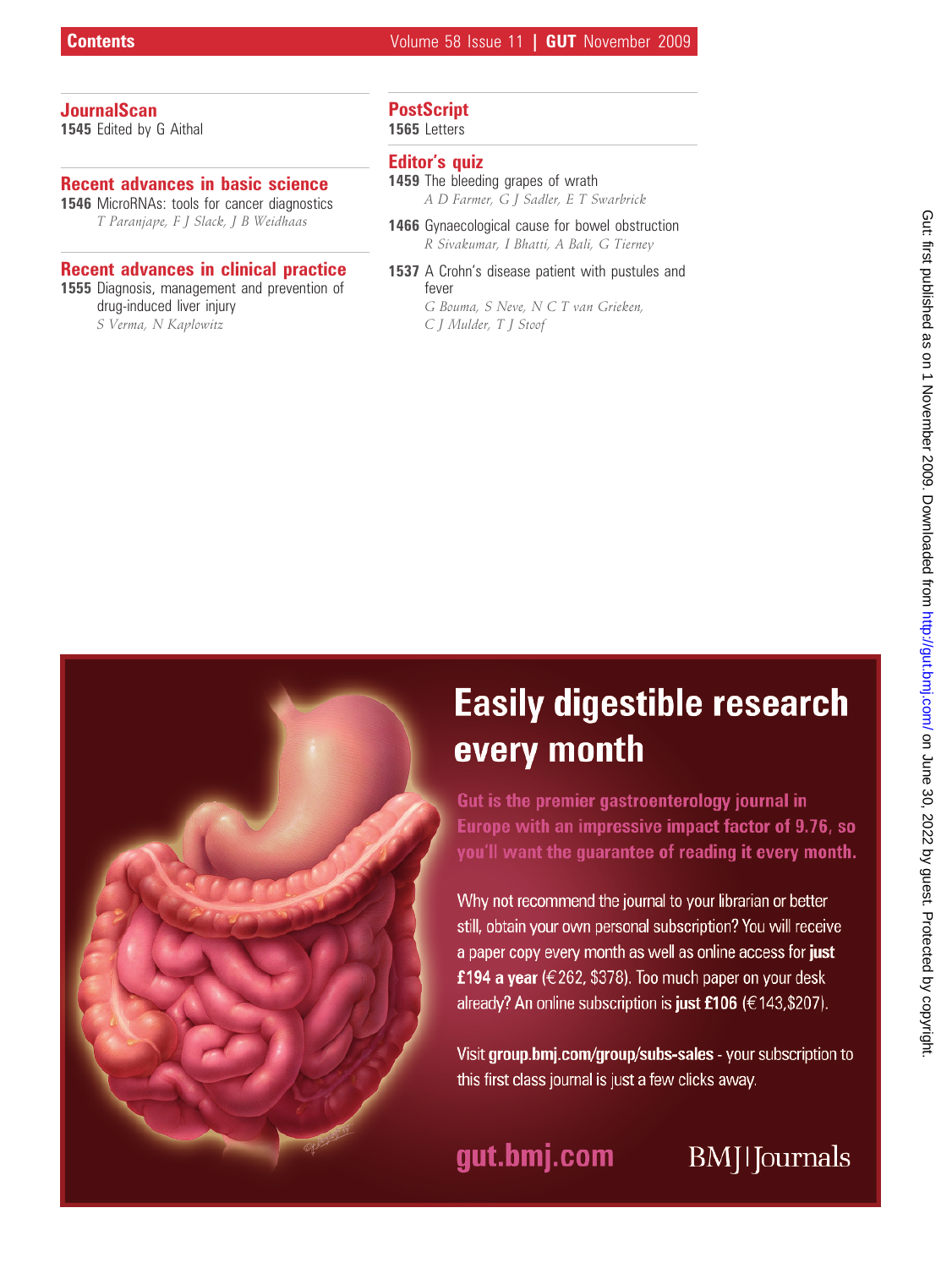# Contents

## JournalScan

**1545** Edited by G Aithal

## Recent advances in basic science

**1546** MicroRNAs: tools for cancer diagnostics
*T Paranjape, F J Slack, J B Weidhaas*

## Recent advances in clinical practice

**1555** Diagnosis, management and prevention of drug-induced liver injury
*S Verma, N Kaplowitz*

## PostScript

**1565** Letters

## Editor's quiz

**1459** The bleeding grapes of wrath
*A D Farmer, G J Sadler, E T Swarbrick*

**1466** Gynaecological cause for bowel obstruction
*R Sivakumar, I Bhatti, A Bali, G Tierney*

**1537** A Crohn's disease patient with pustules and fever
*G Bouma, S Neve, N C T van Grieken, C J Mulder, T J Stoof*

# Easily digestible research every month

**Gut is the premier gastroenterology journal in Europe with an impressive impact factor of 9.76, so you'll want the guarantee of reading it every month.**

Why not recommend the journal to your librarian or better still, obtain your own personal subscription? You will receive a paper copy every month as well as online access for **just £194 a year** (€262, $378). Too much paper on your desk already? An online subscription is **just £106** (€143,$207).

Visit **group.bmj.com/group/subs-sales** - your subscription to this first class journal is just a few clicks away.

**gut.bmj.com** BMJ|Journals